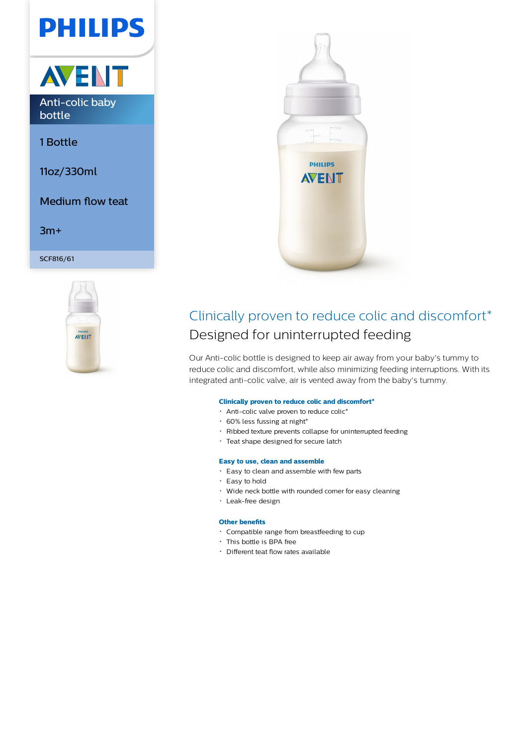PHILIPS

AVENT

# Anti-colic baby bottle

1 Bottle

11oz/330ml

Medium flow teat

3m+

SCF816/61

## Clinically proven to reduce colic and discomfort*

### Designed for uninterrupted feeding

Our Anti-colic bottle is designed to keep air away from your baby's tummy to reduce colic and discomfort, while also minimizing feeding interruptions. With its integrated anti-colic valve, air is vented away from the baby's tummy.

**Clinically proven to reduce colic and discomfort***

- Anti-colic valve proven to reduce colic*
- 60% less fussing at night*
- Ribbed texture prevents collapse for uninterrupted feeding
- Teat shape designed for secure latch

**Easy to use, clean and assemble**

- Easy to clean and assemble with few parts
- Easy to hold
- Wide neck bottle with rounded corner for easy cleaning
- Leak-free design

**Other benefits**

- Compatible range from breastfeeding to cup
- This bottle is BPA free
- Different teat flow rates available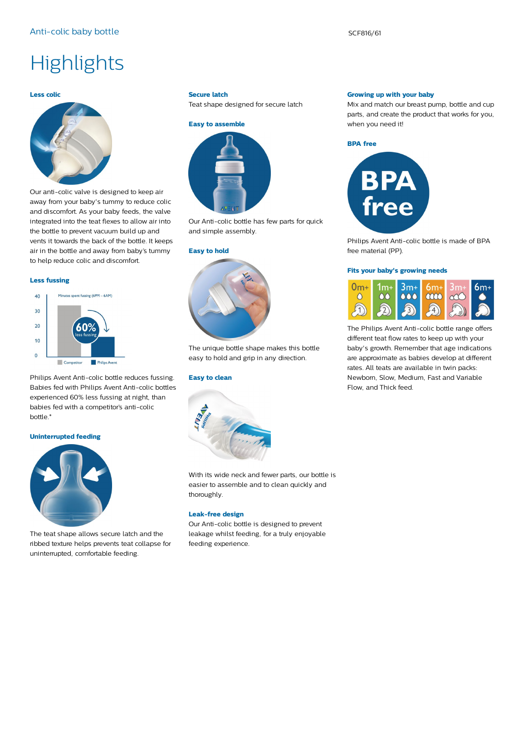Anti-colic baby bottle

SCF816/61

# Highlights

### Less colic

Our anti-colic valve is designed to keep air away from your baby's tummy to reduce colic and discomfort. As your baby feeds, the valve integrated into the teat flexes to allow air into the bottle to prevent vacuum build up and vents it towards the back of the bottle. It keeps air in the bottle and away from baby's tummy to help reduce colic and discomfort.

### Less fussing

Minutes spent fussing (6PM – 6AM)

40
30
20
10
0

60%
less fussing

Competitor
Philips Avent

Philips Avent Anti-colic bottle reduces fussing. Babies fed with Philips Avent Anti-colic bottles experienced 60% less fussing at night, than babies fed with a competitor's anti-colic bottle.*

### Uninterrupted feeding

The teat shape allows secure latch and the ribbed texture helps prevents teat collapse for uninterrupted, comfortable feeding.

### Secure latch

Teat shape designed for secure latch

### Easy to assemble

Our Anti-colic bottle has few parts for quick and simple assembly.

### Easy to hold

The unique bottle shape makes this bottle easy to hold and grip in any direction.

### Easy to clean

With its wide neck and fewer parts, our bottle is easier to assemble and to clean quickly and thoroughly.

### Leak-free design

Our Anti-colic bottle is designed to prevent leakage whilst feeding, for a truly enjoyable feeding experience.

### Growing up with your baby

Mix and match our breast pump, bottle and cup parts, and create the product that works for you, when you need it!

### BPA free

BPA free

Philips Avent Anti-colic bottle is made of BPA free material (PP).

### Fits your baby's growing needs

0m+ 1m+ 3m+ 6m+ 3m+ 6m+

The Philips Avent Anti-colic bottle range offers different teat flow rates to keep up with your baby's growth. Remember that age indications are approximate as babies develop at different rates. All teats are available in twin packs: Newborn, Slow, Medium, Fast and Variable Flow, and Thick feed.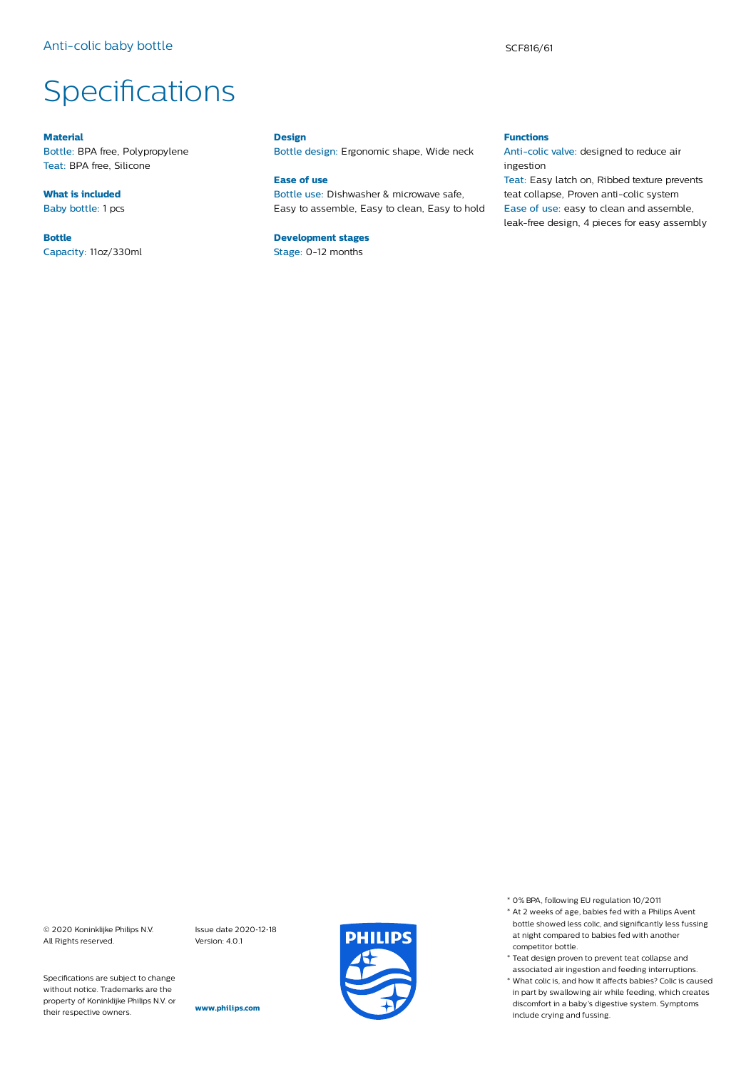Anti-colic baby bottle

SCF816/61

# Specifications

### Material

Bottle: BPA free, Polypropylene
Teat: BPA free, Silicone

### What is included

Baby bottle: 1 pcs

### Bottle

Capacity: 11oz/330ml

### Design

Bottle design: Ergonomic shape, Wide neck

### Ease of use

Bottle use: Dishwasher & microwave safe, Easy to assemble, Easy to clean, Easy to hold

### Development stages

Stage: 0-12 months

### Functions

Anti-colic valve: designed to reduce air ingestion
Teat: Easy latch on, Ribbed texture prevents teat collapse, Proven anti-colic system
Ease of use: easy to clean and assemble, leak-free design, 4 pieces for easy assembly

© 2020 Koninklijke Philips N.V.
All Rights reserved.

Specifications are subject to change without notice. Trademarks are the property of Koninklijke Philips N.V. or their respective owners.

Issue date 2020-12-18
Version: 4.0.1

www.philips.com

- * 0% BPA, following EU regulation 10/2011
- * At 2 weeks of age, babies fed with a Philips Avent bottle showed less colic, and significantly less fussing at night compared to babies fed with another competitor bottle.
- * Teat design proven to prevent teat collapse and associated air ingestion and feeding interruptions.
- * What colic is, and how it affects babies? Colic is caused in part by swallowing air while feeding, which creates discomfort in a baby's digestive system. Symptoms include crying and fussing.